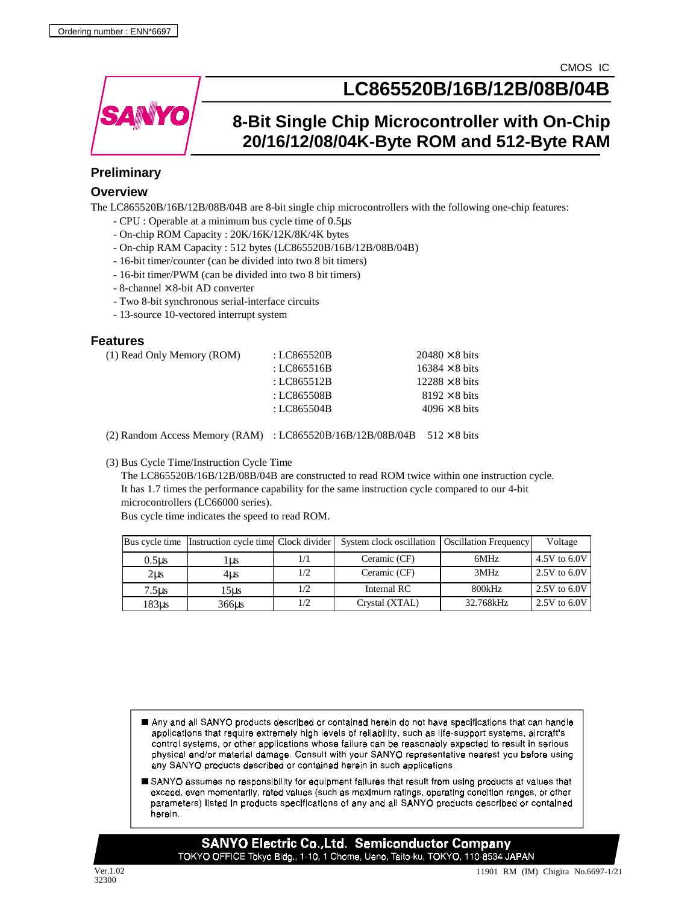Ordering number : ENN*6697

CMOS IC

# LC865520B/16B/12B/08B/04B

## 8-Bit Single Chip Microcontroller with On-Chip 20/16/12/08/04K-Byte ROM and 512-Byte RAM

### Preliminary

### Overview

The LC865520B/16B/12B/08B/04B are 8-bit single chip microcontrollers with the following one-chip features:

- CPU : Operable at a minimum bus cycle time of 0.5µs
- On-chip ROM Capacity : 20K/16K/12K/8K/4K bytes
- On-chip RAM Capacity : 512 bytes (LC865520B/16B/12B/08B/04B)
- 16-bit timer/counter (can be divided into two 8 bit timers)
- 16-bit timer/PWM (can be divided into two 8 bit timers)
- 8-channel × 8-bit AD converter
- Two 8-bit synchronous serial-interface circuits
- 13-source 10-vectored interrupt system

### Features

(1) Read Only Memory (ROM)

| | | |
|---|---|---|
| | : LC865520B | 20480 × 8 bits |
| | : LC865516B | 16384 × 8 bits |
| | : LC865512B | 12288 × 8 bits |
| | : LC865508B | 8192 × 8 bits |
| | : LC865504B | 4096 × 8 bits |

(2) Random Access Memory (RAM) : LC865520B/16B/12B/08B/04B 512 × 8 bits

(3) Bus Cycle Time/Instruction Cycle Time

The LC865520B/16B/12B/08B/04B are constructed to read ROM twice within one instruction cycle. It has 1.7 times the performance capability for the same instruction cycle compared to our 4-bit microcontrollers (LC66000 series).

Bus cycle time indicates the speed to read ROM.

| Bus cycle time | Instruction cycle time | Clock divider | System clock oscillation | Oscillation Frequency | Voltage |
|---|---|---|---|---|---|
| 0.5µs | 1µs | 1/1 | Ceramic (CF) | 6MHz | 4.5V to 6.0V |
| 2µs | 4µs | 1/2 | Ceramic (CF) | 3MHz | 2.5V to 6.0V |
| 7.5µs | 15µs | 1/2 | Internal RC | 800kHz | 2.5V to 6.0V |
| 183µs | 366µs | 1/2 | Crystal (XTAL) | 32.768kHz | 2.5V to 6.0V |

- Any and all SANYO products described or contained herein do not have specifications that can handle applications that require extremely high levels of reliability, such as life-support systems, aircraft's control systems, or other applications whose failure can be reasonably expected to result in serious physical and/or material damage. Consult with your SANYO representative nearest you before using any SANYO products described or contained herein in such applications.
- SANYO assumes no responsibility for equipment failures that result from using products at values that exceed, even momentarily, rated values (such as maximum ratings, operating condition ranges, or other parameters) listed in products specifications of any and all SANYO products described or contained herein.

**SANYO Electric Co.,Ltd. Semiconductor Company**
TOKYO OFFICE Tokyo Bldg., 1-10, 1 Chome, Ueno, Taito-ku, TOKYO, 110-8534 JAPAN

Ver.1.02
32300

11901 RM (IM) Chigira No.6697-1/21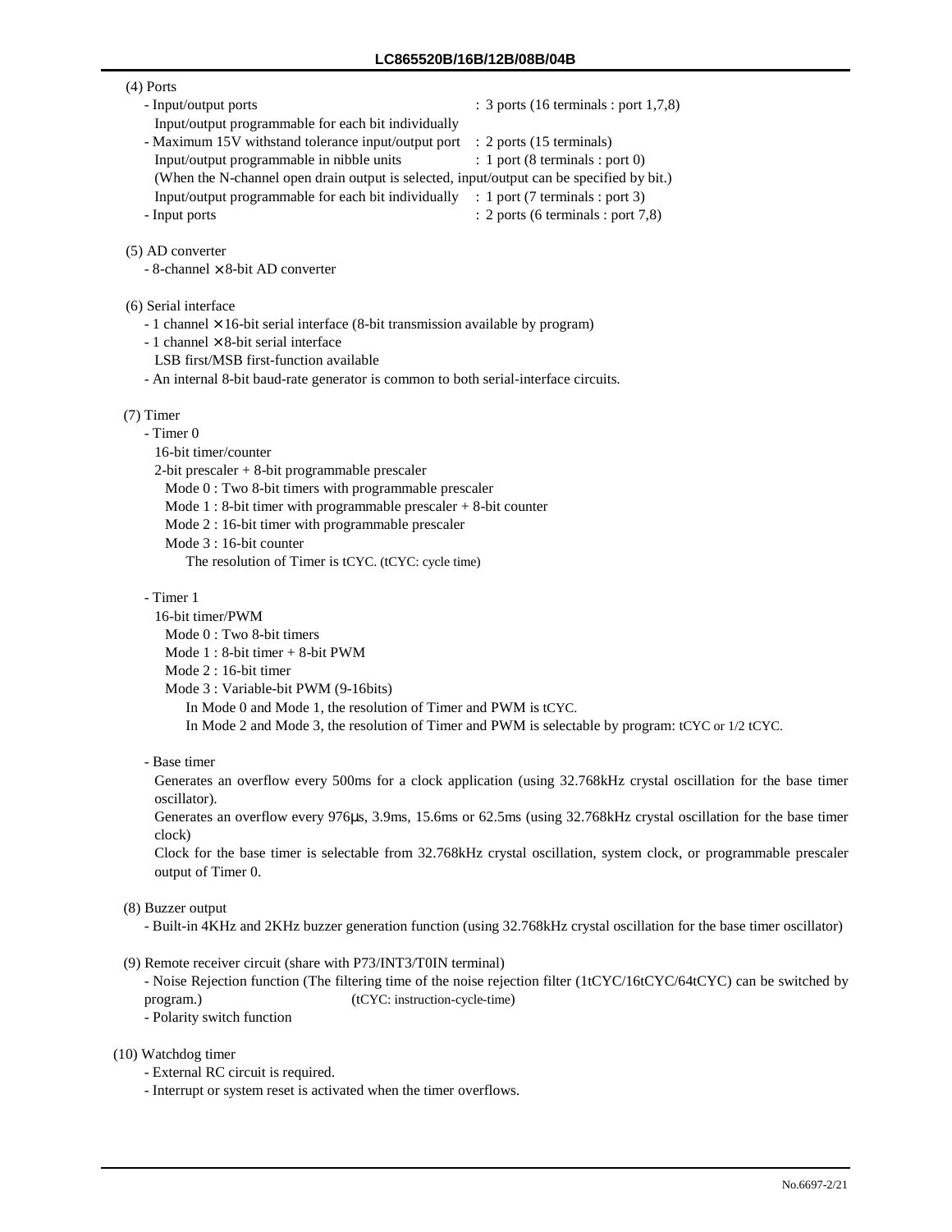(4) Ports

- Input/output ports : 3 ports (16 terminals : port 1,7,8)
  Input/output programmable for each bit individually
- Maximum 15V withstand tolerance input/output port : 2 ports (15 terminals)
  Input/output programmable in nibble units : 1 port (8 terminals : port 0)
  (When the N-channel open drain output is selected, input/output can be specified by bit.)
  Input/output programmable for each bit individually : 1 port (7 terminals : port 3)
- Input ports : 2 ports (6 terminals : port 7,8)

(5) AD converter

- 8-channel × 8-bit AD converter

(6) Serial interface

- 1 channel × 16-bit serial interface (8-bit transmission available by program)
- 1 channel × 8-bit serial interface
  LSB first/MSB first-function available
- An internal 8-bit baud-rate generator is common to both serial-interface circuits.

(7) Timer

- Timer 0
  16-bit timer/counter
  2-bit prescaler + 8-bit programmable prescaler
  - Mode 0 : Two 8-bit timers with programmable prescaler
  - Mode 1 : 8-bit timer with programmable prescaler + 8-bit counter
  - Mode 2 : 16-bit timer with programmable prescaler
  - Mode 3 : 16-bit counter
    The resolution of Timer is tCYC. (tCYC: cycle time)

- Timer 1
  16-bit timer/PWM
  - Mode 0 : Two 8-bit timers
  - Mode 1 : 8-bit timer + 8-bit PWM
  - Mode 2 : 16-bit timer
  - Mode 3 : Variable-bit PWM (9-16bits)
    In Mode 0 and Mode 1, the resolution of Timer and PWM is tCYC.
    In Mode 2 and Mode 3, the resolution of Timer and PWM is selectable by program: tCYC or 1/2 tCYC.

- Base timer
  Generates an overflow every 500ms for a clock application (using 32.768kHz crystal oscillation for the base timer oscillator).
  Generates an overflow every 976μs, 3.9ms, 15.6ms or 62.5ms (using 32.768kHz crystal oscillation for the base timer clock)
  Clock for the base timer is selectable from 32.768kHz crystal oscillation, system clock, or programmable prescaler output of Timer 0.

(8) Buzzer output

- Built-in 4KHz and 2KHz buzzer generation function (using 32.768kHz crystal oscillation for the base timer oscillator)

(9) Remote receiver circuit (share with P73/INT3/T0IN terminal)

- Noise Rejection function (The filtering time of the noise rejection filter (1tCYC/16tCYC/64tCYC) can be switched by program.) (tCYC: instruction-cycle-time)
- Polarity switch function

(10) Watchdog timer

- External RC circuit is required.
- Interrupt or system reset is activated when the timer overflows.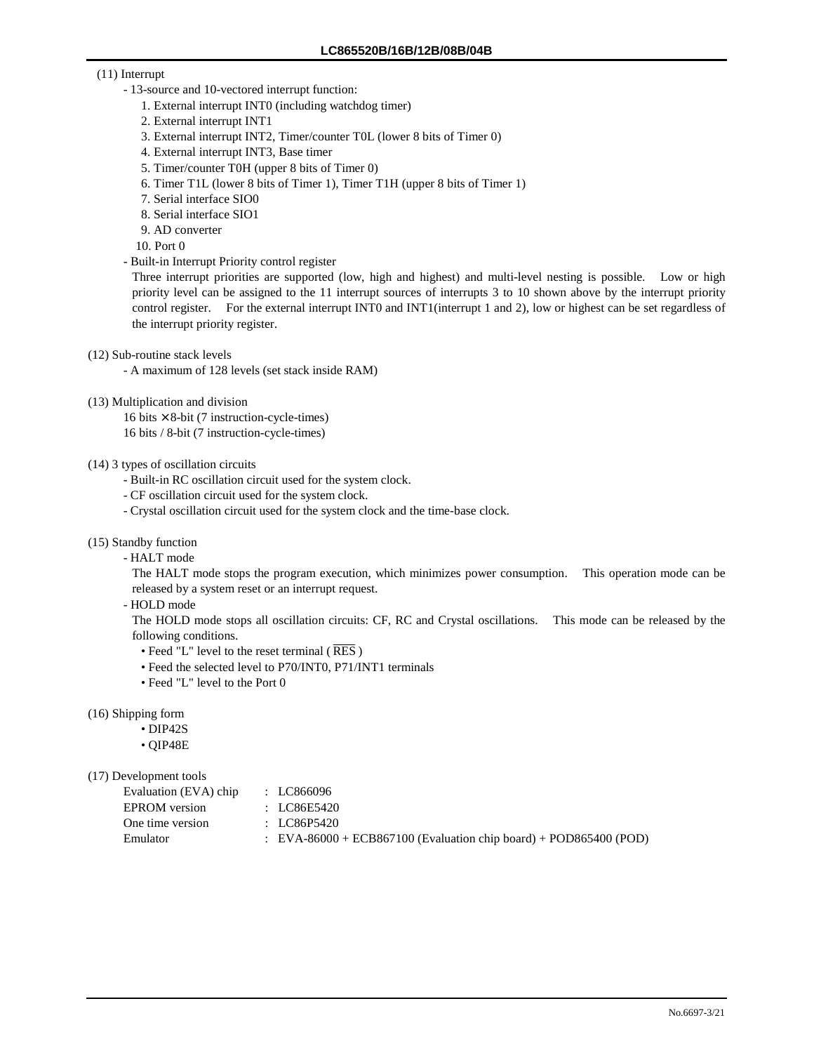(11) Interrupt

- 13-source and 10-vectored interrupt function:
  1. External interrupt INT0 (including watchdog timer)
  2. External interrupt INT1
  3. External interrupt INT2, Timer/counter T0L (lower 8 bits of Timer 0)
  4. External interrupt INT3, Base timer
  5. Timer/counter T0H (upper 8 bits of Timer 0)
  6. Timer T1L (lower 8 bits of Timer 1), Timer T1H (upper 8 bits of Timer 1)
  7. Serial interface SIO0
  8. Serial interface SIO1
  9. AD converter
  10. Port 0
- Built-in Interrupt Priority control register

  Three interrupt priorities are supported (low, high and highest) and multi-level nesting is possible. Low or high priority level can be assigned to the 11 interrupt sources of interrupts 3 to 10 shown above by the interrupt priority control register. For the external interrupt INT0 and INT1(interrupt 1 and 2), low or highest can be set regardless of the interrupt priority register.

(12) Sub-routine stack levels

- A maximum of 128 levels (set stack inside RAM)

(13) Multiplication and division

16 bits × 8-bit (7 instruction-cycle-times)
16 bits / 8-bit (7 instruction-cycle-times)

(14) 3 types of oscillation circuits

- Built-in RC oscillation circuit used for the system clock.
- CF oscillation circuit used for the system clock.
- Crystal oscillation circuit used for the system clock and the time-base clock.

(15) Standby function

- HALT mode

  The HALT mode stops the program execution, which minimizes power consumption. This operation mode can be released by a system reset or an interrupt request.
- HOLD mode

  The HOLD mode stops all oscillation circuits: CF, RC and Crystal oscillations. This mode can be released by the following conditions.
  - Feed "L" level to the reset terminal ( $\overline{\text{RES}}$ )
  - Feed the selected level to P70/INT0, P71/INT1 terminals
  - Feed "L" level to the Port 0

(16) Shipping form

- DIP42S
- QIP48E

(17) Development tools

| | |
|---|---|
| Evaluation (EVA) chip | : LC866096 |
| EPROM version | : LC86E5420 |
| One time version | : LC86P5420 |
| Emulator | : EVA-86000 + ECB867100 (Evaluation chip board) + POD865400 (POD) |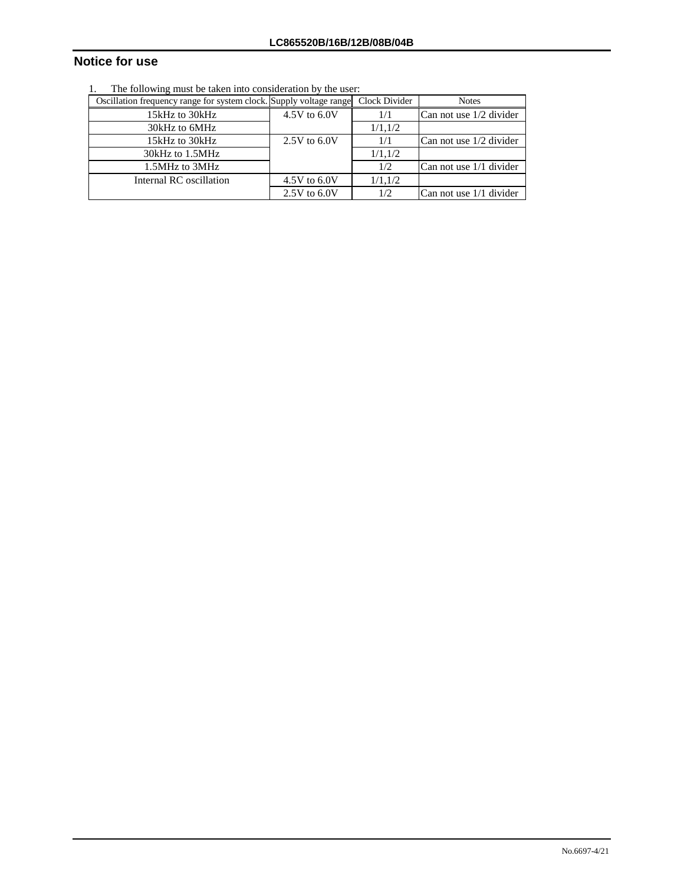## Notice for use

1. The following must be taken into consideration by the user:

| Oscillation frequency range for system clock. | Supply voltage range | Clock Divider | Notes |
|---|---|---|---|
| 15kHz to 30kHz | 4.5V to 6.0V | 1/1 | Can not use 1/2 divider |
| 30kHz to 6MHz | | 1/1,1/2 | |
| 15kHz to 30kHz | 2.5V to 6.0V | 1/1 | Can not use 1/2 divider |
| 30kHz to 1.5MHz | | 1/1,1/2 | |
| 1.5MHz to 3MHz | | 1/2 | Can not use 1/1 divider |
| Internal RC oscillation | 4.5V to 6.0V | 1/1,1/2 | |
| | 2.5V to 6.0V | 1/2 | Can not use 1/1 divider |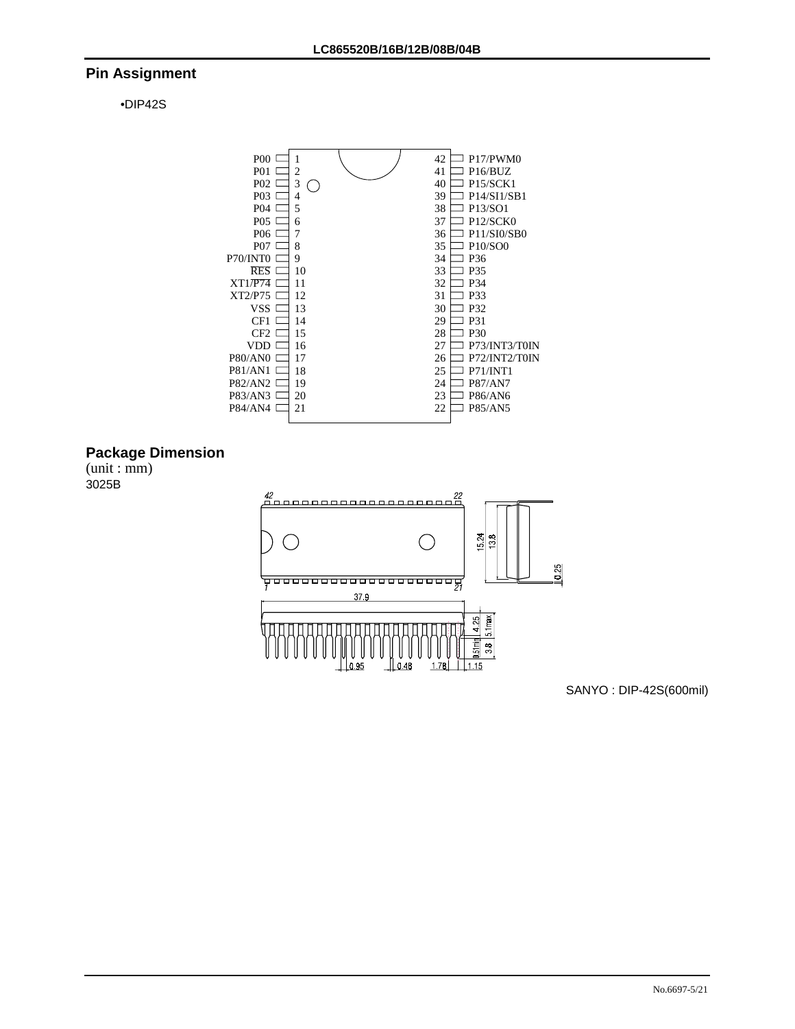## Pin Assignment

•DIP42S

| Pin Name | Pin | Pin | Pin Name |
|---|---|---|---|
| P00 | 1 | 42 | P17/PWM0 |
| P01 | 2 | 41 | P16/BUZ |
| P02 | 3 | 40 | P15/SCK1 |
| P03 | 4 | 39 | P14/SI1/SB1 |
| P04 | 5 | 38 | P13/SO1 |
| P05 | 6 | 37 | P12/SCK0 |
| P06 | 7 | 36 | P11/SI0/SB0 |
| P07 | 8 | 35 | P10/SO0 |
| P70/INT0 | 9 | 34 | P36 |
| $\overline{RES}$ | 10 | 33 | P35 |
| XT1/$\overline{P74}$ | 11 | 32 | P34 |
| XT2/P75 | 12 | 31 | P33 |
| VSS | 13 | 30 | P32 |
| CF1 | 14 | 29 | P31 |
| CF2 | 15 | 28 | P30 |
| VDD | 16 | 27 | P73/INT3/T0IN |
| P80/AN0 | 17 | 26 | P72/INT2/T0IN |
| P81/AN1 | 18 | 25 | P71/INT1 |
| P82/AN2 | 19 | 24 | P87/AN7 |
| P83/AN3 | 20 | 23 | P86/AN6 |
| P84/AN4 | 21 | 22 | P85/AN5 |

## Package Dimension

(unit : mm)

3025B

Dimensions: 37.9, 15.24, 13.8, 0.25, 4.25, 5.1max, 0.51min, 3.8, 0.95, 0.48, 1.78, 1.15

SANYO : DIP-42S(600mil)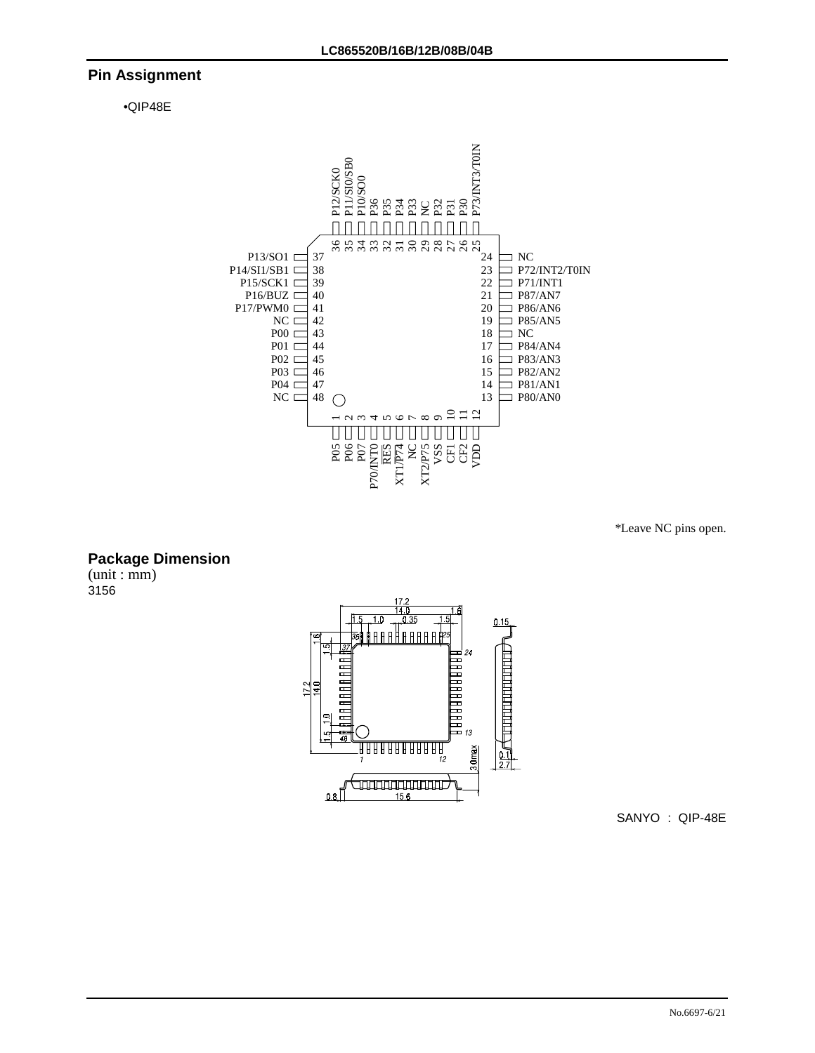## Pin Assignment

•QIP48E

| Pin | Name | Pin | Name |
|---|---|---|---|
| 1 | P05 | 25 | P73/INT3/T0IN |
| 2 | P06 | 26 | P30 |
| 3 | P07 | 27 | P31 |
| 4 | P70/INT0 | 28 | P32 |
| 5 | RES | 29 | NC |
| 6 | XT1/P74 | 30 | P33 |
| 7 | NC | 31 | P34 |
| 8 | XT2/P75 | 32 | P35 |
| 9 | VSS | 33 | P36 |
| 10 | CF1 | 34 | P10/SO0 |
| 11 | CF2 | 35 | P11/SI0/SB0 |
| 12 | VDD | 36 | P12/SCK0 |
| 13 | P80/AN0 | 37 | P13/SO1 |
| 14 | P81/AN1 | 38 | P14/SI1/SB1 |
| 15 | P82/AN2 | 39 | P15/SCK1 |
| 16 | P83/AN3 | 40 | P16/BUZ |
| 17 | P84/AN4 | 41 | P17/PWM0 |
| 18 | NC | 42 | NC |
| 19 | P85/AN5 | 43 | P00 |
| 20 | P86/AN6 | 44 | P01 |
| 21 | P87/AN7 | 45 | P02 |
| 22 | P71/INT1 | 46 | P03 |
| 23 | P72/INT2/T0IN | 47 | P04 |
| 24 | NC | 48 | NC |

*Leave NC pins open.

## Package Dimension

(unit : mm)
3156

SANYO : QIP-48E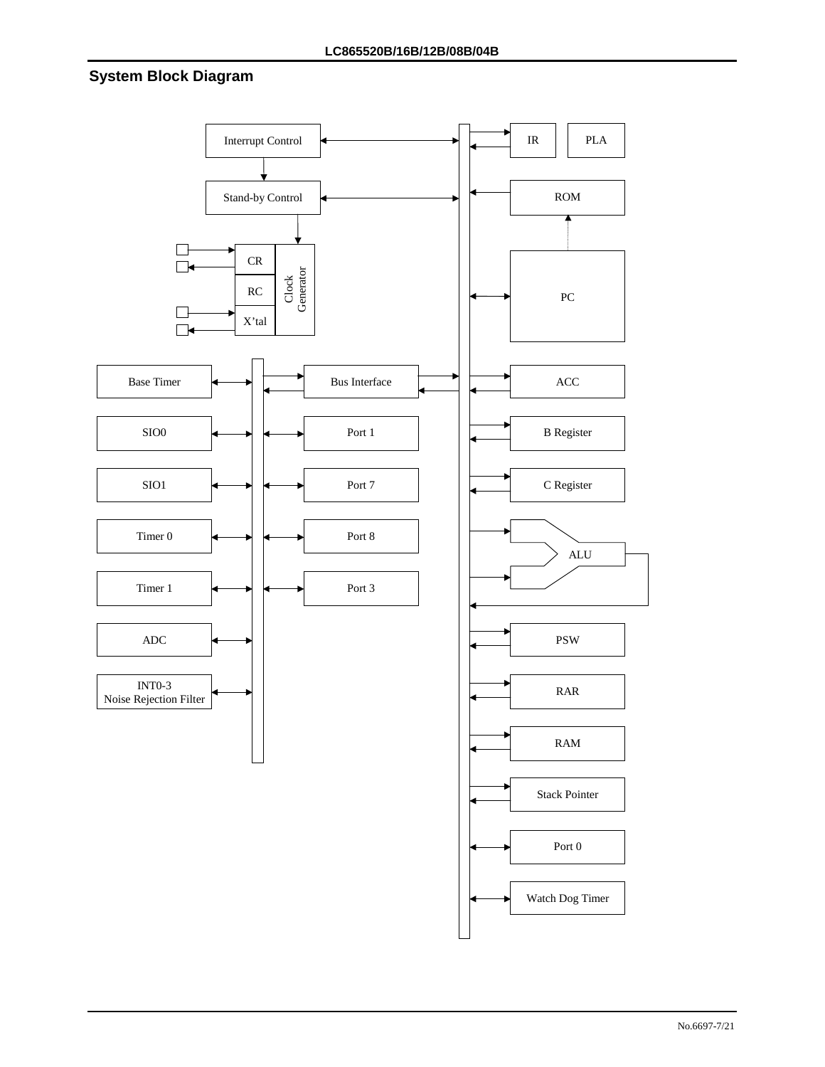## System Block Diagram

Interrupt Control

Stand-by Control

CR

RC

X'tal

Clock Generator

IR

PLA

ROM

PC

Base Timer

SIO0

SIO1

Timer 0

Timer 1

ADC

INT0-3
Noise Rejection Filter

Bus Interface

Port 1

Port 7

Port 8

Port 3

ACC

B Register

C Register

ALU

PSW

RAR

RAM

Stack Pointer

Port 0

Watch Dog Timer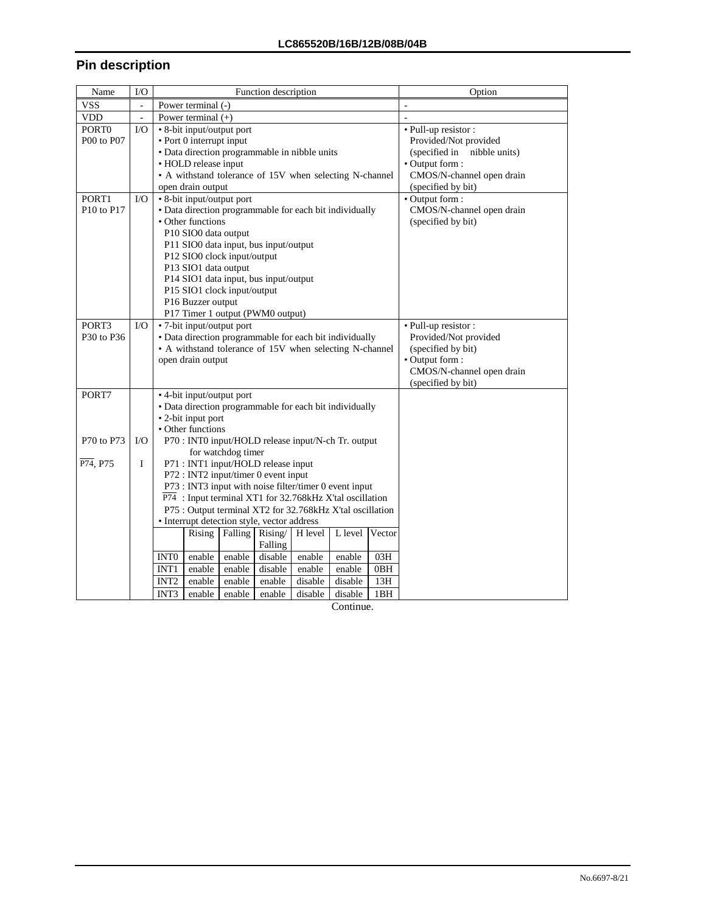## Pin description

| Name | I/O | Function description | Option |
|---|---|---|---|
| VSS | - | Power terminal (-) | - |
| VDD | - | Power terminal (+) | - |
| PORT0<br>P00 to P07 | I/O | • 8-bit input/output port<br>• Port 0 interrupt input<br>• Data direction programmable in nibble units<br>• HOLD release input<br>• A withstand tolerance of 15V when selecting N-channel open drain output | • Pull-up resistor :<br>Provided/Not provided<br>(specified in nibble units)<br>• Output form :<br>CMOS/N-channel open drain<br>(specified by bit) |
| PORT1<br>P10 to P17 | I/O | • 8-bit input/output port<br>• Data direction programmable for each bit individually<br>• Other functions<br>P10 SIO0 data output<br>P11 SIO0 data input, bus input/output<br>P12 SIO0 clock input/output<br>P13 SIO1 data output<br>P14 SIO1 data input, bus input/output<br>P15 SIO1 clock input/output<br>P16 Buzzer output<br>P17 Timer 1 output (PWM0 output) | • Output form :<br>CMOS/N-channel open drain<br>(specified by bit) |
| PORT3<br>P30 to P36 | I/O | • 7-bit input/output port<br>• Data direction programmable for each bit individually<br>• A withstand tolerance of 15V when selecting N-channel open drain output | • Pull-up resistor :<br>Provided/Not provided<br>(specified by bit)<br>• Output form :<br>CMOS/N-channel open drain<br>(specified by bit) |
| PORT7<br><br>P70 to P73<br><br>$\overline{\text{P74}}$, P75 | <br><br>I/O<br><br>I | • 4-bit input/output port<br>• Data direction programmable for each bit individually<br>• 2-bit input port<br>• Other functions<br>P70 : INT0 input/HOLD release input/N-ch Tr. output for watchdog timer<br>P71 : INT1 input/HOLD release input<br>P72 : INT2 input/timer 0 event input<br>P73 : INT3 input with noise filter/timer 0 event input<br>$\overline{\text{P74}}$ : Input terminal XT1 for 32.768kHz X'tal oscillation<br>P75 : Output terminal XT2 for 32.768kHz X'tal oscillation<br>• Interrupt detection style, vector address | |

Interrupt detection style, vector address (PORT7):

| | Rising | Falling | Rising/ Falling | H level | L level | Vector |
|---|---|---|---|---|---|---|
| INT0 | enable | enable | disable | enable | enable | 03H |
| INT1 | enable | enable | disable | enable | enable | 0BH |
| INT2 | enable | enable | enable | disable | disable | 13H |
| INT3 | enable | enable | enable | disable | disable | 1BH |

Continue.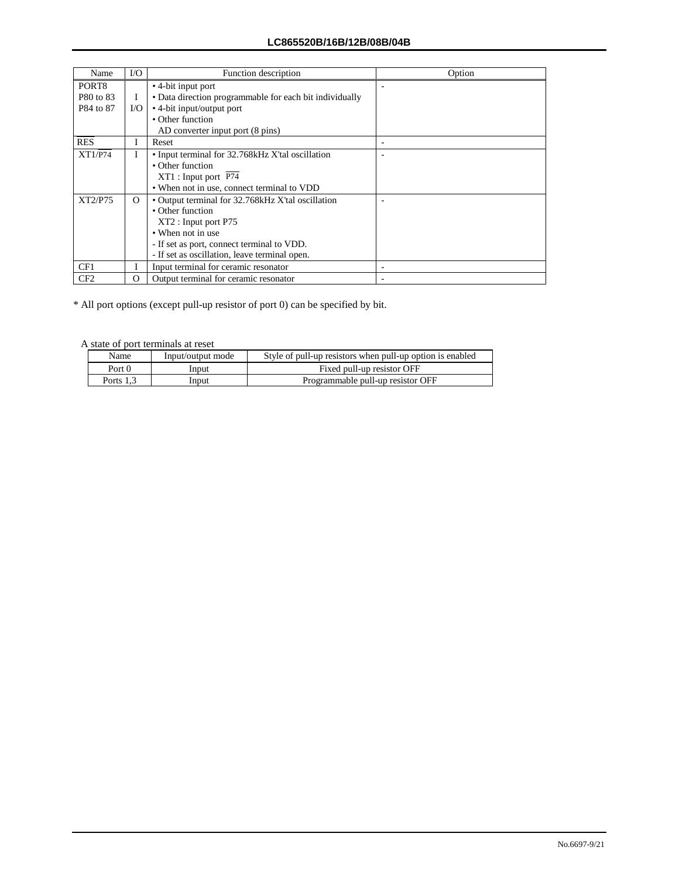| Name | I/O | Function description | Option |
|---|---|---|---|
| PORT8<br>P80 to 83<br>P84 to 87 | <br>I<br>I/O | • 4-bit input port<br>• Data direction programmable for each bit individually<br>• 4-bit input/output port<br>• Other function<br>AD converter input port (8 pins) | - |
| $\overline{RES}$ | I | Reset | - |
| XT1/P74 | I | • Input terminal for 32.768kHz X'tal oscillation<br>• Other function<br>XT1 : Input port $\overline{P74}$<br>• When not in use, connect terminal to VDD | - |
| XT2/P75 | O | • Output terminal for 32.768kHz X'tal oscillation<br>• Other function<br>XT2 : Input port P75<br>• When not in use<br>- If set as port, connect terminal to VDD.<br>- If set as oscillation, leave terminal open. | - |
| CF1 | I | Input terminal for ceramic resonator | - |
| CF2 | O | Output terminal for ceramic resonator | - |

* All port options (except pull-up resistor of port 0) can be specified by bit.

A state of port terminals at reset

| Name | Input/output mode | Style of pull-up resistors when pull-up option is enabled |
|---|---|---|
| Port 0 | Input | Fixed pull-up resistor OFF |
| Ports 1,3 | Input | Programmable pull-up resistor OFF |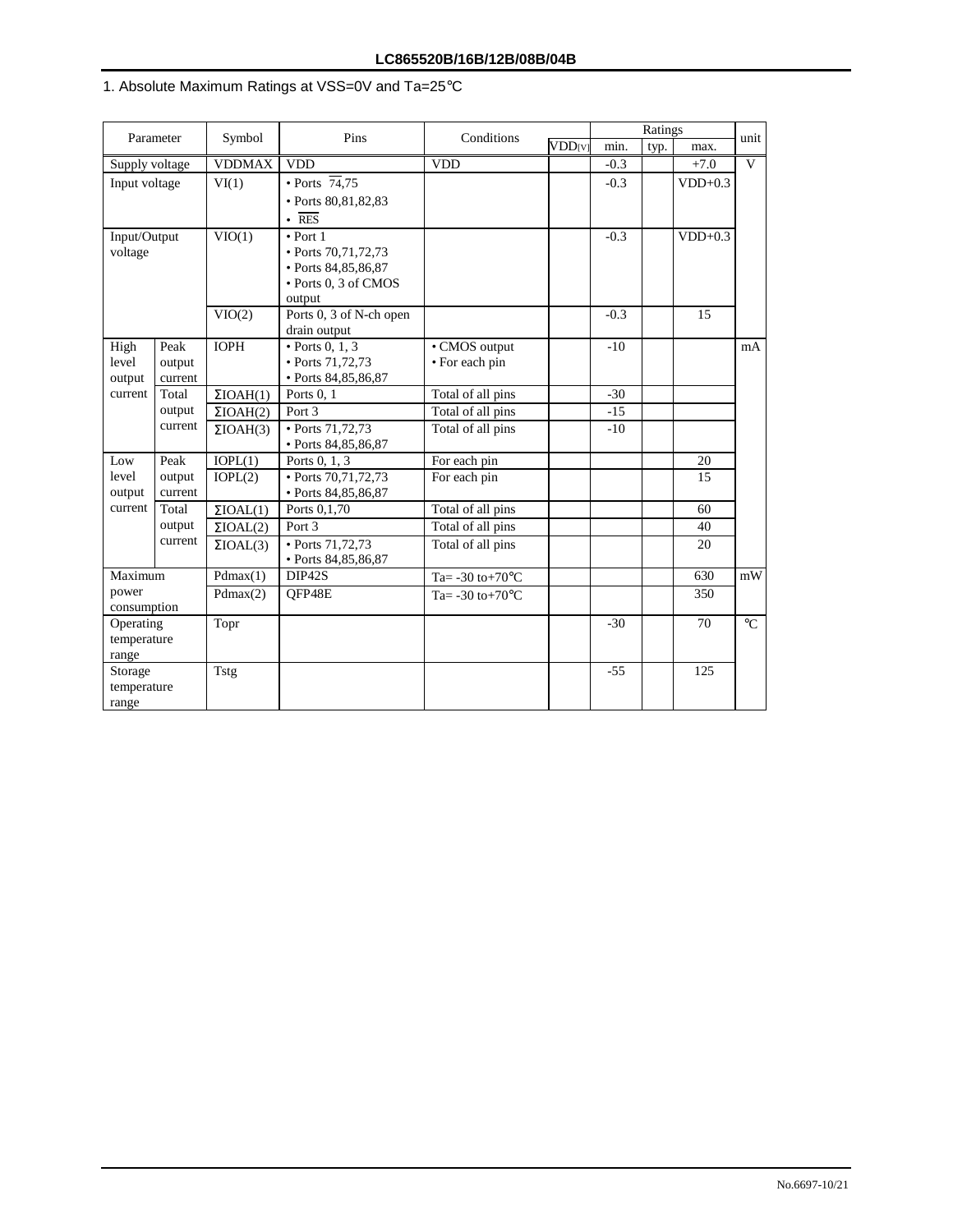## 1. Absolute Maximum Ratings at VSS=0V and Ta=25°C

| Parameter | | Symbol | Pins | Conditions | | Ratings | | | unit |
|---|---|---|---|---|---|---|---|---|---|
| | | | | | VDD[V] | min. | typ. | max. | |
| Supply voltage | | VDDMAX | VDD | VDD | | -0.3 | | +7.0 | V |
| Input voltage | | VI(1) | • Ports $\overline{74}$,75<br>• Ports 80,81,82,83<br>• $\overline{RES}$ | | | -0.3 | | VDD+0.3 | |
| Input/Output voltage | | VIO(1) | • Port 1<br>• Ports 70,71,72,73<br>• Ports 84,85,86,87<br>• Ports 0, 3 of CMOS output | | | -0.3 | | VDD+0.3 | |
| | | VIO(2) | Ports 0, 3 of N-ch open drain output | | | -0.3 | | 15 | |
| High level output current | Peak output current | IOPH | • Ports 0, 1, 3<br>• Ports 71,72,73<br>• Ports 84,85,86,87 | • CMOS output<br>• For each pin | | -10 | | | mA |
| | Total output current | ΣIOAH(1) | Ports 0, 1 | Total of all pins | | -30 | | | |
| | | ΣIOAH(2) | Port 3 | Total of all pins | | -15 | | | |
| | | ΣIOAH(3) | • Ports 71,72,73<br>• Ports 84,85,86,87 | Total of all pins | | -10 | | | |
| Low level output current | Peak output current | IOPL(1) | Ports 0, 1, 3 | For each pin | | | | 20 | |
| | | IOPL(2) | • Ports 70,71,72,73<br>• Ports 84,85,86,87 | For each pin | | | | 15 | |
| | Total output current | ΣIOAL(1) | Ports 0,1,70 | Total of all pins | | | | 60 | |
| | | ΣIOAL(2) | Port 3 | Total of all pins | | | | 40 | |
| | | ΣIOAL(3) | • Ports 71,72,73<br>• Ports 84,85,86,87 | Total of all pins | | | | 20 | |
| Maximum power consumption | | Pdmax(1) | DIP42S | Ta= -30 to+70°C | | | | 630 | mW |
| | | Pdmax(2) | QFP48E | Ta= -30 to+70°C | | | | 350 | |
| Operating temperature range | | Topr | | | | -30 | | 70 | °C |
| Storage temperature range | | Tstg | | | | -55 | | 125 | |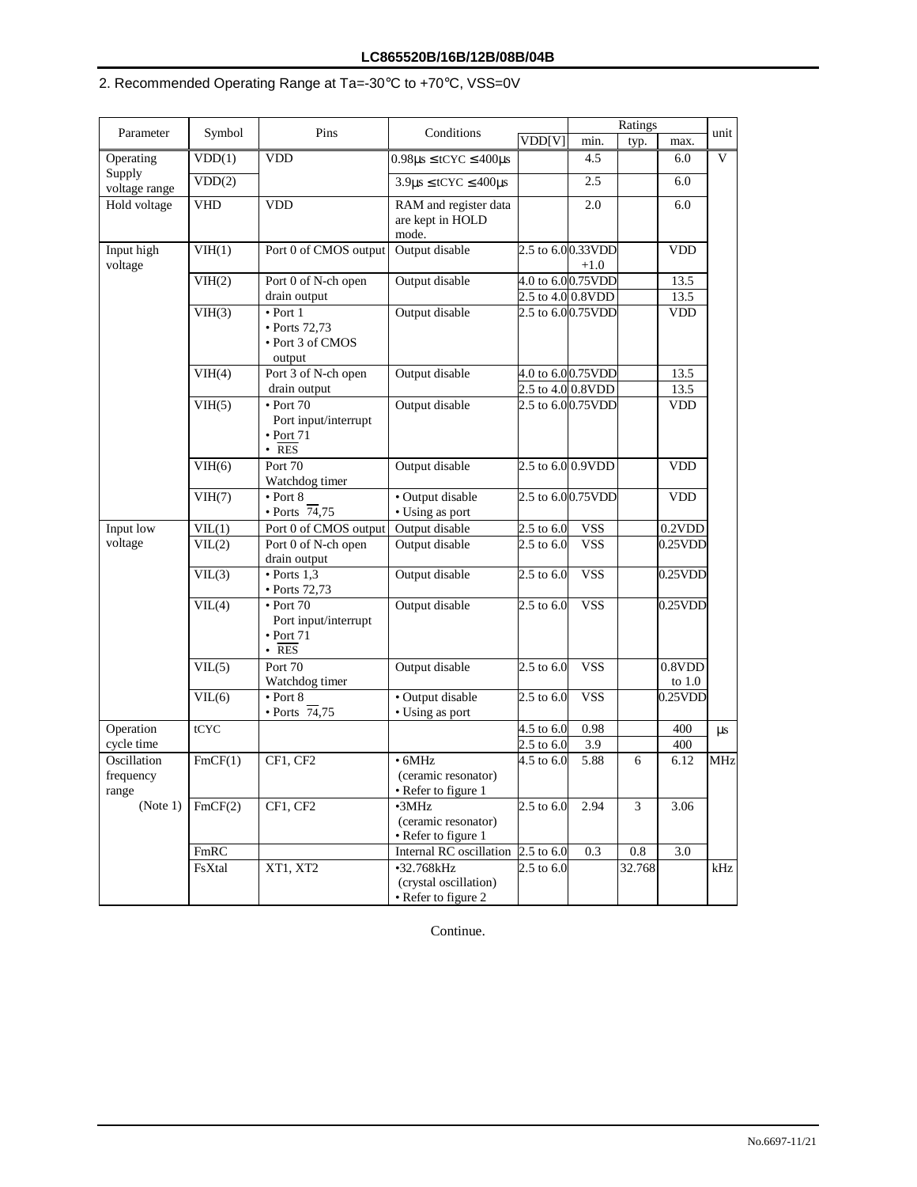## 2. Recommended Operating Range at Ta=-30°C to +70°C, VSS=0V

| Parameter | Symbol | Pins | Conditions | | Ratings | | | unit |
|---|---|---|---|---|---|---|---|---|
| | | | | VDD[V] | min. | typ. | max. | |
| Operating Supply voltage range | VDD(1) | VDD | 0.98µs ≤ tCYC ≤ 400µs | | 4.5 | | 6.0 | V |
| | VDD(2) | | 3.9µs ≤ tCYC ≤ 400µs | | 2.5 | | 6.0 | |
| Hold voltage | VHD | VDD | RAM and register data are kept in HOLD mode. | | 2.0 | | 6.0 | |
| Input high voltage | VIH(1) | Port 0 of CMOS output | Output disable | 2.5 to 6.0 | 0.33VDD +1.0 | | VDD | |
| | VIH(2) | Port 0 of N-ch open drain output | Output disable | 4.0 to 6.0 | 0.75VDD | | 13.5 | |
| | | | | 2.5 to 4.0 | 0.8VDD | | 13.5 | |
| | VIH(3) | • Port 1<br>• Ports 72,73<br>• Port 3 of CMOS output | Output disable | 2.5 to 6.0 | 0.75VDD | | VDD | |
| | VIH(4) | Port 3 of N-ch open drain output | Output disable | 4.0 to 6.0 | 0.75VDD | | 13.5 | |
| | | | | 2.5 to 4.0 | 0.8VDD | | 13.5 | |
| | VIH(5) | • Port 70 Port input/interrupt<br>• Port 71<br>• RES | Output disable | 2.5 to 6.0 | 0.75VDD | | VDD | |
| | VIH(6) | Port 70 Watchdog timer | Output disable | 2.5 to 6.0 | 0.9VDD | | VDD | |
| | VIH(7) | • Port 8<br>• Ports 74,75 | • Output disable<br>• Using as port | 2.5 to 6.0 | 0.75VDD | | VDD | |
| Input low voltage | VIL(1) | Port 0 of CMOS output | Output disable | 2.5 to 6.0 | VSS | | 0.2VDD | |
| | VIL(2) | Port 0 of N-ch open drain output | Output disable | 2.5 to 6.0 | VSS | | 0.25VDD | |
| | VIL(3) | • Ports 1,3<br>• Ports 72,73 | Output disable | 2.5 to 6.0 | VSS | | 0.25VDD | |
| | VIL(4) | • Port 70 Port input/interrupt<br>• Port 71<br>• RES | Output disable | 2.5 to 6.0 | VSS | | 0.25VDD | |
| | VIL(5) | Port 70 Watchdog timer | Output disable | 2.5 to 6.0 | VSS | | 0.8VDD to 1.0 | |
| | VIL(6) | • Port 8<br>• Ports 74,75 | • Output disable<br>• Using as port | 2.5 to 6.0 | VSS | | 0.25VDD | |
| Operation cycle time | tCYC | | | 4.5 to 6.0 | 0.98 | | 400 | µs |
| | | | | 2.5 to 6.0 | 3.9 | | 400 | |
| Oscillation frequency range (Note 1) | FmCF(1) | CF1, CF2 | • 6MHz (ceramic resonator)<br>• Refer to figure 1 | 4.5 to 6.0 | 5.88 | 6 | 6.12 | MHz |
| | FmCF(2) | CF1, CF2 | • 3MHz (ceramic resonator)<br>• Refer to figure 1 | 2.5 to 6.0 | 2.94 | 3 | 3.06 | |
| | FmRC | | Internal RC oscillation | 2.5 to 6.0 | 0.3 | 0.8 | 3.0 | |
| | FsXtal | XT1, XT2 | • 32.768kHz (crystal oscillation)<br>• Refer to figure 2 | 2.5 to 6.0 | | 32.768 | | kHz |

Continue.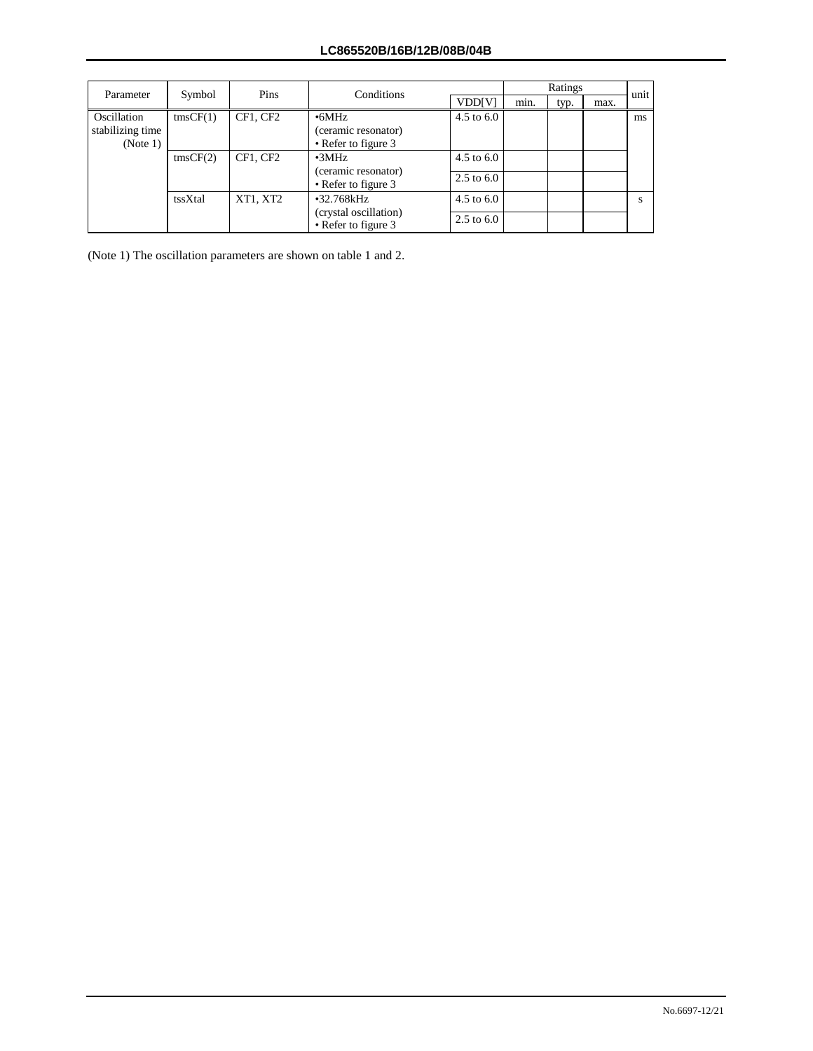| Parameter | Symbol | Pins | Conditions | VDD[V] | Ratings min. | Ratings typ. | Ratings max. | unit |
|---|---|---|---|---|---|---|---|---|
| Oscillation stabilizing time (Note 1) | tmsCF(1) | CF1, CF2 | •6MHz (ceramic resonator) • Refer to figure 3 | 4.5 to 6.0 | | | | ms |
| | tmsCF(2) | CF1, CF2 | •3MHz (ceramic resonator) • Refer to figure 3 | 4.5 to 6.0 | | | | |
| | | | | 2.5 to 6.0 | | | | |
| | tssXtal | XT1, XT2 | •32.768kHz (crystal oscillation) • Refer to figure 3 | 4.5 to 6.0 | | | | s |
| | | | | 2.5 to 6.0 | | | | |

(Note 1) The oscillation parameters are shown on table 1 and 2.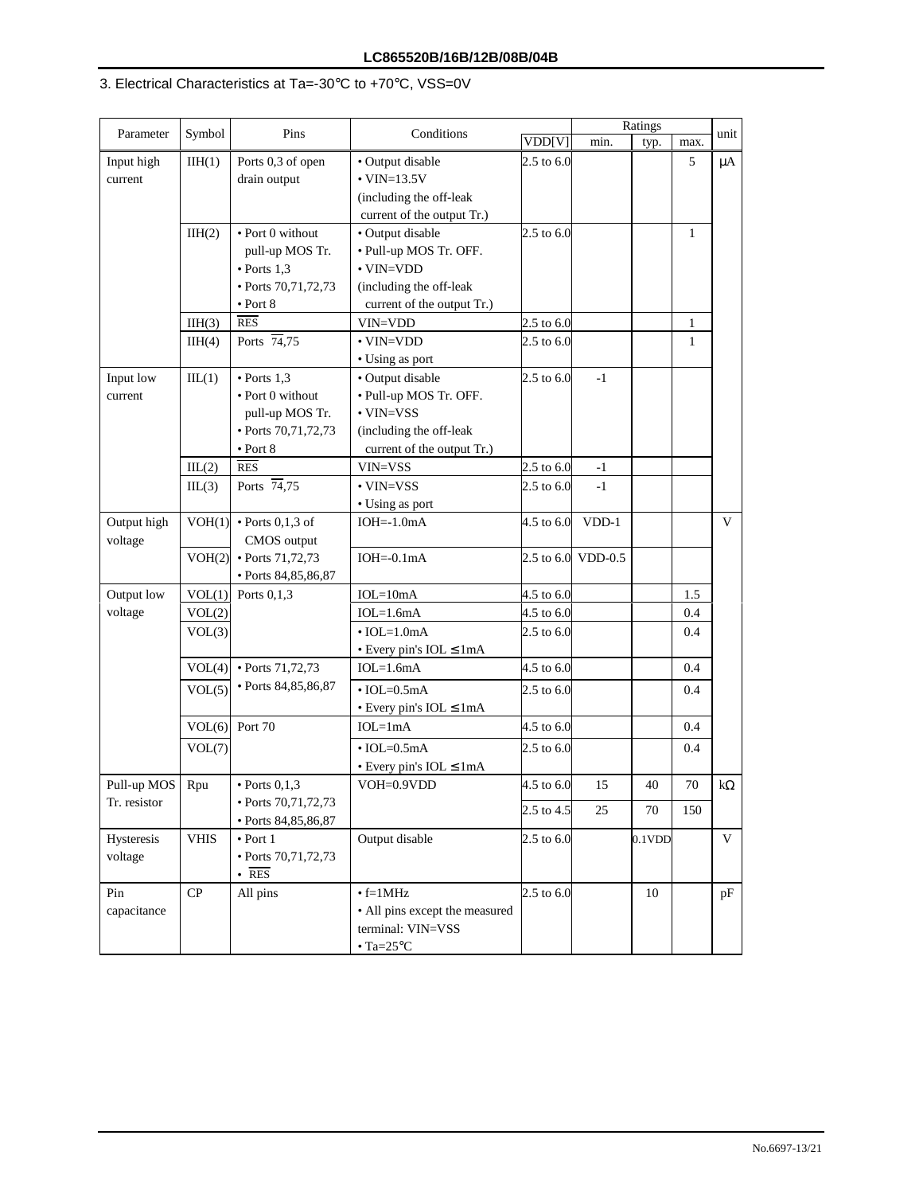## 3. Electrical Characteristics at Ta=-30°C to +70°C, VSS=0V

| Parameter | Symbol | Pins | Conditions | VDD[V] | Ratings min. | Ratings typ. | Ratings max. | unit |
|---|---|---|---|---|---|---|---|---|
| Input high current | IIH(1) | Ports 0,3 of open drain output | • Output disable<br>• VIN=13.5V<br>(including the off-leak current of the output Tr.) | 2.5 to 6.0 | | | 5 | μA |
| | IIH(2) | • Port 0 without pull-up MOS Tr.<br>• Ports 1,3<br>• Ports 70,71,72,73<br>• Port 8 | • Output disable<br>• Pull-up MOS Tr. OFF.<br>• VIN=VDD<br>(including the off-leak current of the output Tr.) | 2.5 to 6.0 | | | 1 | |
| | IIH(3) | $\overline{RES}$ | VIN=VDD | 2.5 to 6.0 | | | 1 | |
| | IIH(4) | Ports $\overline{74}$,75 | • VIN=VDD<br>• Using as port | 2.5 to 6.0 | | | 1 | |
| Input low current | IIL(1) | • Ports 1,3<br>• Port 0 without pull-up MOS Tr.<br>• Ports 70,71,72,73<br>• Port 8 | • Output disable<br>• Pull-up MOS Tr. OFF.<br>• VIN=VSS<br>(including the off-leak current of the output Tr.) | 2.5 to 6.0 | -1 | | | |
| | IIL(2) | $\overline{RES}$ | VIN=VSS | 2.5 to 6.0 | -1 | | | |
| | IIL(3) | Ports $\overline{74}$,75 | • VIN=VSS<br>• Using as port | 2.5 to 6.0 | -1 | | | |
| Output high voltage | VOH(1) | • Ports 0,1,3 of CMOS output | IOH=-1.0mA | 4.5 to 6.0 | VDD-1 | | | V |
| | VOH(2) | • Ports 71,72,73<br>• Ports 84,85,86,87 | IOH=-0.1mA | 2.5 to 6.0 | VDD-0.5 | | | |
| Output low voltage | VOL(1) | Ports 0,1,3 | IOL=10mA | 4.5 to 6.0 | | | 1.5 | |
| | VOL(2) | | IOL=1.6mA | 4.5 to 6.0 | | | 0.4 | |
| | VOL(3) | | • IOL=1.0mA<br>• Every pin's IOL ≤ 1mA | 2.5 to 6.0 | | | 0.4 | |
| | VOL(4) | • Ports 71,72,73<br>• Ports 84,85,86,87 | IOL=1.6mA | 4.5 to 6.0 | | | 0.4 | |
| | VOL(5) | | • IOL=0.5mA<br>• Every pin's IOL ≤ 1mA | 2.5 to 6.0 | | | 0.4 | |
| | VOL(6) | Port 70 | IOL=1mA | 4.5 to 6.0 | | | 0.4 | |
| | VOL(7) | | • IOL=0.5mA<br>• Every pin's IOL ≤ 1mA | 2.5 to 6.0 | | | 0.4 | |
| Pull-up MOS Tr. resistor | Rpu | • Ports 0,1,3<br>• Ports 70,71,72,73<br>• Ports 84,85,86,87 | VOH=0.9VDD | 4.5 to 6.0 | 15 | 40 | 70 | kΩ |
| | | | | 2.5 to 4.5 | 25 | 70 | 150 | |
| Hysteresis voltage | VHIS | • Port 1<br>• Ports 70,71,72,73<br>• $\overline{RES}$ | Output disable | 2.5 to 6.0 | | 0.1VDD | | V |
| Pin capacitance | CP | All pins | • f=1MHz<br>• All pins except the measured terminal: VIN=VSS<br>• Ta=25°C | 2.5 to 6.0 | | 10 | | pF |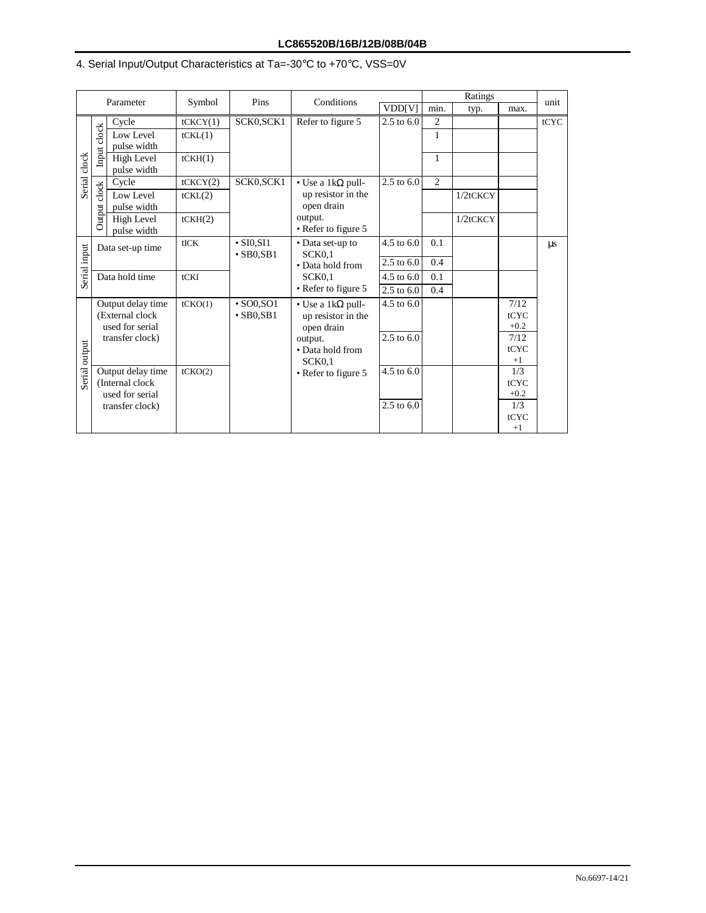## 4. Serial Input/Output Characteristics at Ta=-30°C to +70°C, VSS=0V

| Parameter | | | Symbol | Pins | Conditions | VDD[V] | min. | typ. | max. | unit |
|---|---|---|---|---|---|---|---|---|---|---|
| Serial clock | Input clock | Cycle | tCKCY(1) | SCK0,SCK1 | Refer to figure 5 | 2.5 to 6.0 | 2 | | | tCYC |
| | | Low Level pulse width | tCKL(1) | | | | 1 | | | |
| | | High Level pulse width | tCKH(1) | | | | 1 | | | |
| | Output clock | Cycle | tCKCY(2) | SCK0,SCK1 | • Use a 1kΩ pull-up resistor in the open drain output. • Refer to figure 5 | 2.5 to 6.0 | 2 | | | |
| | | Low Level pulse width | tCKL(2) | | | | | 1/2tCKCY | | |
| | | High Level pulse width | tCKH(2) | | | | | 1/2tCKCY | | |
| Serial input | Data set-up time | | tICK | • SI0,SI1 • SB0,SB1 | • Data set-up to SCK0,1 • Data hold from SCK0,1 • Refer to figure 5 | 4.5 to 6.0 | 0.1 | | | μs |
| | | | | | | 2.5 to 6.0 | 0.4 | | | |
| | Data hold time | | tCKI | | | 4.5 to 6.0 | 0.1 | | | |
| | | | | | | 2.5 to 6.0 | 0.4 | | | |
| Serial output | Output delay time (External clock used for serial transfer clock) | | tCKO(1) | • SO0,SO1 • SB0,SB1 | • Use a 1kΩ pull-up resistor in the open drain output. • Data hold from SCK0,1 • Refer to figure 5 | 4.5 to 6.0 | | | 7/12 tCYC +0.2 | |
| | | | | | | 2.5 to 6.0 | | | 7/12 tCYC +1 | |
| | Output delay time (Internal clock used for serial transfer clock) | | tCKO(2) | | | 4.5 to 6.0 | | | 1/3 tCYC +0.2 | |
| | | | | | | 2.5 to 6.0 | | | 1/3 tCYC +1 | |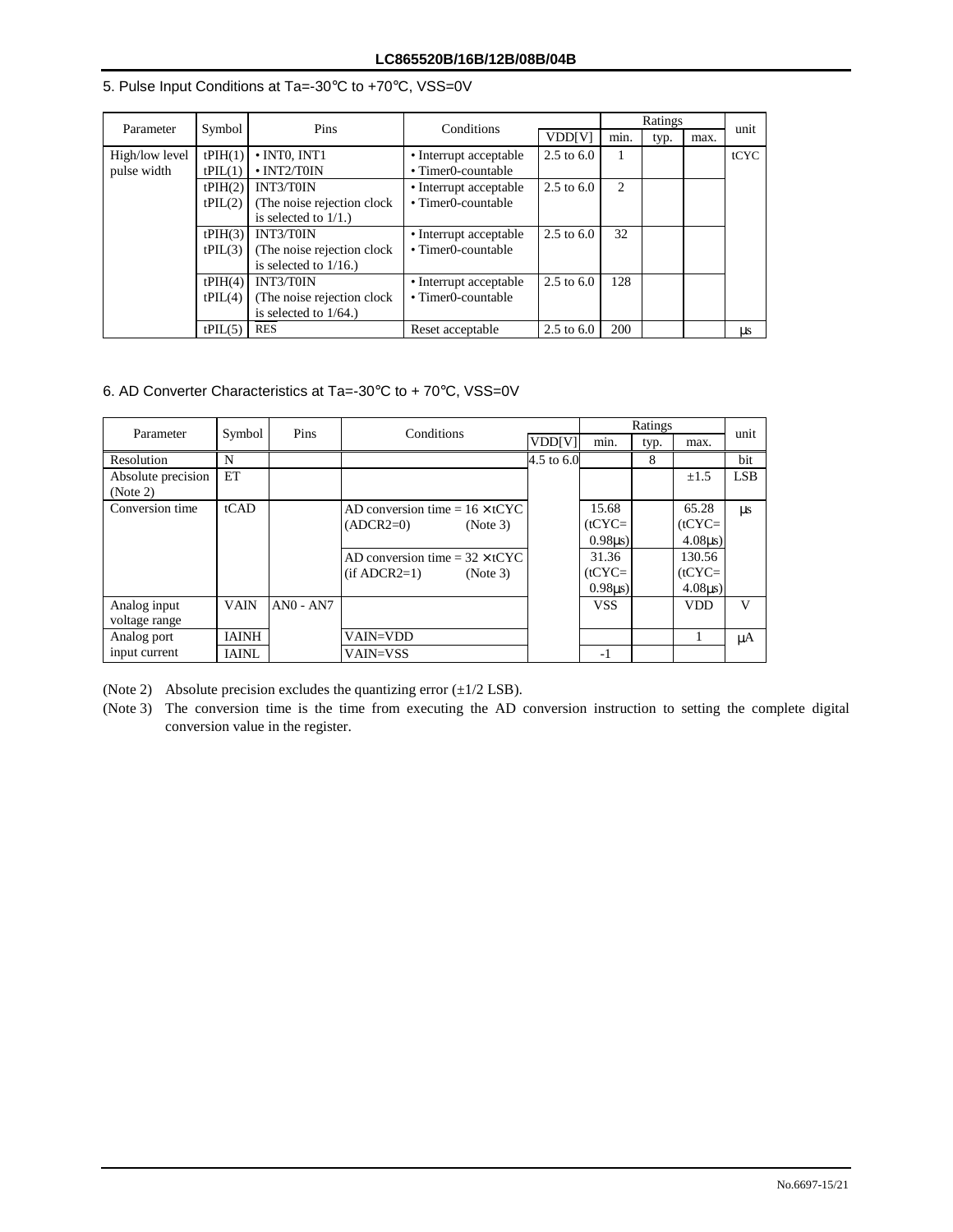## 5. Pulse Input Conditions at Ta=-30°C to +70°C, VSS=0V

| Parameter | Symbol | Pins | Conditions | VDD[V] | Ratings min. | Ratings typ. | Ratings max. | unit |
|---|---|---|---|---|---|---|---|---|
| High/low level pulse width | tPIH(1) tPIL(1) | • INT0, INT1 • INT2/T0IN | • Interrupt acceptable • Timer0-countable | 2.5 to 6.0 | 1 | | | tCYC |
| | tPIH(2) tPIL(2) | INT3/T0IN (The noise rejection clock is selected to 1/1.) | • Interrupt acceptable • Timer0-countable | 2.5 to 6.0 | 2 | | | |
| | tPIH(3) tPIL(3) | INT3/T0IN (The noise rejection clock is selected to 1/16.) | • Interrupt acceptable • Timer0-countable | 2.5 to 6.0 | 32 | | | |
| | tPIH(4) tPIL(4) | INT3/T0IN (The noise rejection clock is selected to 1/64.) | • Interrupt acceptable • Timer0-countable | 2.5 to 6.0 | 128 | | | |
| | tPIL(5) | RES | Reset acceptable | 2.5 to 6.0 | 200 | | | μs |

## 6. AD Converter Characteristics at Ta=-30°C to + 70°C, VSS=0V

| Parameter | Symbol | Pins | Conditions | VDD[V] | Ratings min. | Ratings typ. | Ratings max. | unit |
|---|---|---|---|---|---|---|---|---|
| Resolution | N | | | 4.5 to 6.0 | | 8 | | bit |
| Absolute precision (Note 2) | ET | | | | | | ±1.5 | LSB |
| Conversion time | tCAD | | AD conversion time = 16 × tCYC (ADCR2=0) (Note 3) | | 15.68 (tCYC= 0.98μs) | | 65.28 (tCYC= 4.08μs) | μs |
| | | | AD conversion time = 32 × tCYC (if ADCR2=1) (Note 3) | | 31.36 (tCYC= 0.98μs) | | 130.56 (tCYC= 4.08μs) | |
| Analog input voltage range | VAIN | AN0 - AN7 | | | VSS | | VDD | V |
| Analog port input current | IAINH | | VAIN=VDD | | | | 1 | μA |
| | IAINL | | VAIN=VSS | | -1 | | | |

(Note 2) Absolute precision excludes the quantizing error (±1/2 LSB).

(Note 3) The conversion time is the time from executing the AD conversion instruction to setting the complete digital conversion value in the register.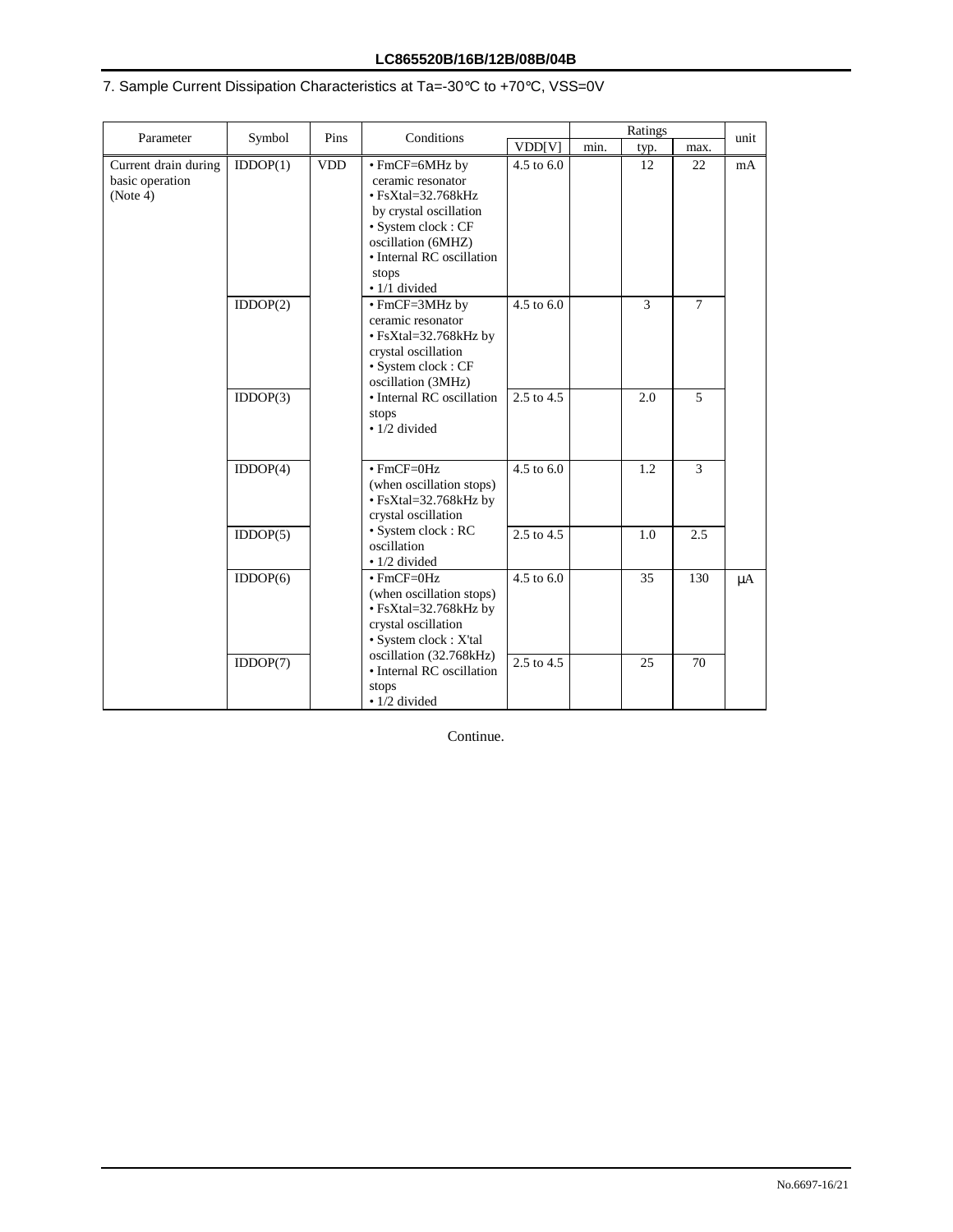## 7. Sample Current Dissipation Characteristics at Ta=-30°C to +70°C, VSS=0V

| Parameter | Symbol | Pins | Conditions | | Ratings | | | unit |
|---|---|---|---|---|---|---|---|---|
| | | | | VDD[V] | min. | typ. | max. | |
| Current drain during basic operation (Note 4) | IDDOP(1) | VDD | • FmCF=6MHz by ceramic resonator • FsXtal=32.768kHz by crystal oscillation • System clock : CF oscillation (6MHZ) • Internal RC oscillation stops • 1/1 divided | 4.5 to 6.0 | | 12 | 22 | mA |
| | IDDOP(2) | | • FmCF=3MHz by ceramic resonator • FsXtal=32.768kHz by crystal oscillation • System clock : CF oscillation (3MHz) • Internal RC oscillation stops • 1/2 divided | 4.5 to 6.0 | | 3 | 7 | |
| | IDDOP(3) | | | 2.5 to 4.5 | | 2.0 | 5 | |
| | IDDOP(4) | | • FmCF=0Hz (when oscillation stops) • FsXtal=32.768kHz by crystal oscillation • System clock : RC oscillation • 1/2 divided | 4.5 to 6.0 | | 1.2 | 3 | |
| | IDDOP(5) | | | 2.5 to 4.5 | | 1.0 | 2.5 | |
| | IDDOP(6) | | • FmCF=0Hz (when oscillation stops) • FsXtal=32.768kHz by crystal oscillation • System clock : X'tal oscillation (32.768kHz) • Internal RC oscillation stops • 1/2 divided | 4.5 to 6.0 | | 35 | 130 | μA |
| | IDDOP(7) | | | 2.5 to 4.5 | | 25 | 70 | |

Continue.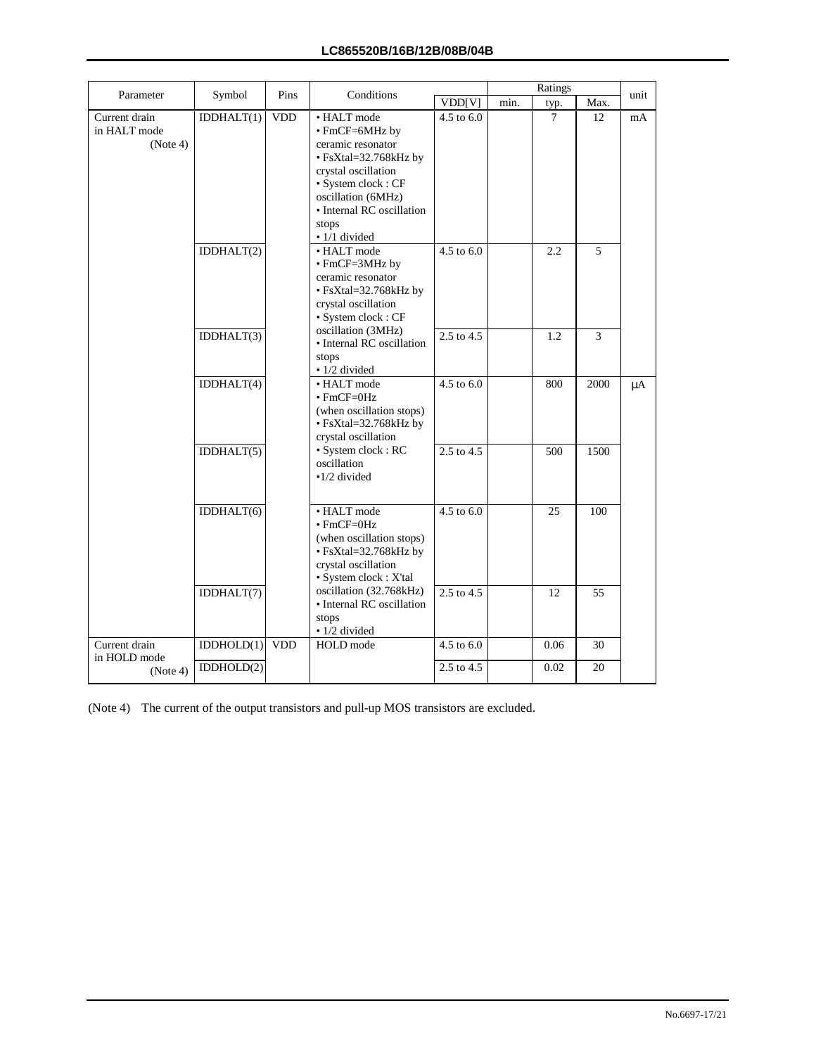| Parameter | Symbol | Pins | Conditions | VDD[V] | Ratings min. | Ratings typ. | Ratings Max. | unit |
|---|---|---|---|---|---|---|---|---|
| Current drain in HALT mode (Note 4) | IDDHALT(1) | VDD | • HALT mode • FmCF=6MHz by ceramic resonator • FsXtal=32.768kHz by crystal oscillation • System clock : CF oscillation (6MHz) • Internal RC oscillation stops • 1/1 divided | 4.5 to 6.0 | | 7 | 12 | mA |
| | IDDHALT(2) | | • HALT mode • FmCF=3MHz by ceramic resonator • FsXtal=32.768kHz by crystal oscillation • System clock : CF oscillation (3MHz) • Internal RC oscillation stops • 1/2 divided | 4.5 to 6.0 | | 2.2 | 5 | |
| | IDDHALT(3) | | | 2.5 to 4.5 | | 1.2 | 3 | |
| | IDDHALT(4) | | • HALT mode • FmCF=0Hz (when oscillation stops) • FsXtal=32.768kHz by crystal oscillation • System clock : RC oscillation •1/2 divided | 4.5 to 6.0 | | 800 | 2000 | μA |
| | IDDHALT(5) | | | 2.5 to 4.5 | | 500 | 1500 | |
| | IDDHALT(6) | | • HALT mode • FmCF=0Hz (when oscillation stops) • FsXtal=32.768kHz by crystal oscillation • System clock : X'tal oscillation (32.768kHz) • Internal RC oscillation stops • 1/2 divided | 4.5 to 6.0 | | 25 | 100 | |
| | IDDHALT(7) | | | 2.5 to 4.5 | | 12 | 55 | |
| Current drain in HOLD mode (Note 4) | IDDHOLD(1) | VDD | HOLD mode | 4.5 to 6.0 | | 0.06 | 30 | |
| | IDDHOLD(2) | | | 2.5 to 4.5 | | 0.02 | 20 | |

(Note 4) The current of the output transistors and pull-up MOS transistors are excluded.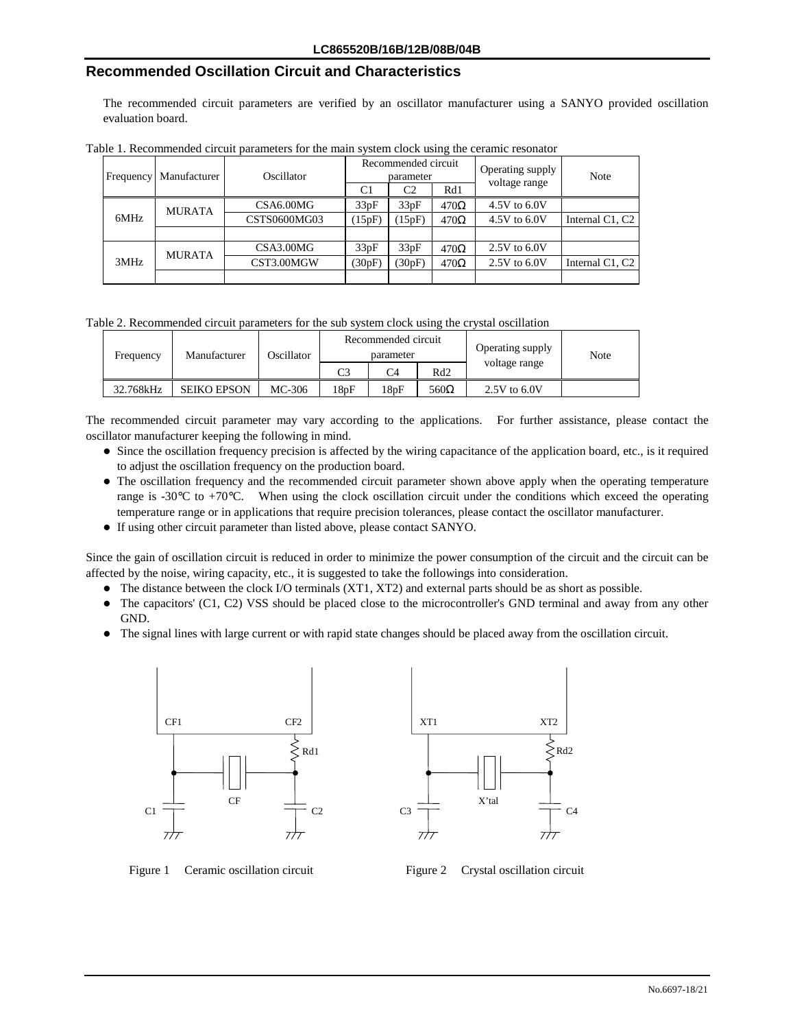## Recommended Oscillation Circuit and Characteristics

The recommended circuit parameters are verified by an oscillator manufacturer using a SANYO provided oscillation evaluation board.

Table 1. Recommended circuit parameters for the main system clock using the ceramic resonator

| Frequency | Manufacturer | Oscillator | Recommended circuit parameter | | | Operating supply voltage range | Note |
|---|---|---|---|---|---|---|---|
| | | | C1 | C2 | Rd1 | | |
| 6MHz | MURATA | CSA6.00MG | 33pF | 33pF | 470Ω | 4.5V to 6.0V | |
| | | CSTS0600MG03 | (15pF) | (15pF) | 470Ω | 4.5V to 6.0V | Internal C1, C2 |
| | | | | | | | |
| 3MHz | MURATA | CSA3.00MG | 33pF | 33pF | 470Ω | 2.5V to 6.0V | |
| | | CST3.00MGW | (30pF) | (30pF) | 470Ω | 2.5V to 6.0V | Internal C1, C2 |
| | | | | | | | |

Table 2. Recommended circuit parameters for the sub system clock using the crystal oscillation

| Frequency | Manufacturer | Oscillator | Recommended circuit parameter | | | Operating supply voltage range | Note |
|---|---|---|---|---|---|---|---|
| | | | C3 | C4 | Rd2 | | |
| 32.768kHz | SEIKO EPSON | MC-306 | 18pF | 18pF | 560Ω | 2.5V to 6.0V | |

The recommended circuit parameter may vary according to the applications. For further assistance, please contact the oscillator manufacturer keeping the following in mind.

- Since the oscillation frequency precision is affected by the wiring capacitance of the application board, etc., is it required to adjust the oscillation frequency on the production board.
- The oscillation frequency and the recommended circuit parameter shown above apply when the operating temperature range is -30°C to +70°C. When using the clock oscillation circuit under the conditions which exceed the operating temperature range or in applications that require precision tolerances, please contact the oscillator manufacturer.
- If using other circuit parameter than listed above, please contact SANYO.

Since the gain of oscillation circuit is reduced in order to minimize the power consumption of the circuit and the circuit can be affected by the noise, wiring capacity, etc., it is suggested to take the followings into consideration.

- The distance between the clock I/O terminals (XT1, XT2) and external parts should be as short as possible.
- The capacitors' (C1, C2) VSS should be placed close to the microcontroller's GND terminal and away from any other GND.
- The signal lines with large current or with rapid state changes should be placed away from the oscillation circuit.

Figure 1 Ceramic oscillation circuit

Figure 2 Crystal oscillation circuit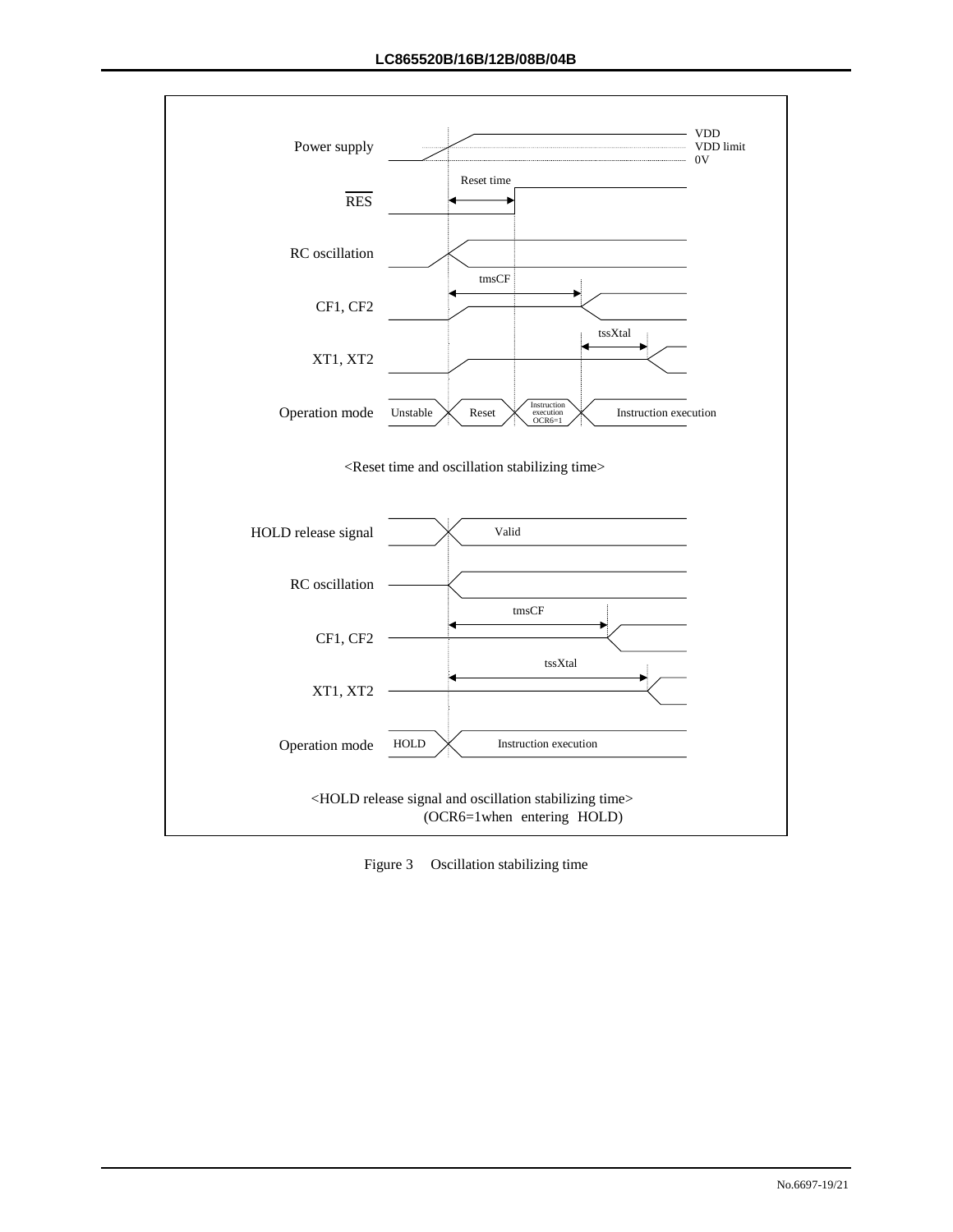Power supply — VDD, VDD limit, 0V

RES — Reset time

RC oscillation

CF1, CF2 — tmsCF

XT1, XT2 — tssXtal

Operation mode — Unstable, Reset, Instruction execution OCR6=1, Instruction execution

<Reset time and oscillation stabilizing time>

HOLD release signal — Valid

RC oscillation

CF1, CF2 — tmsCF

XT1, XT2 — tssXtal

Operation mode — HOLD, Instruction execution

<HOLD release signal and oscillation stabilizing time>
(OCR6=1when entering HOLD)

Figure 3 Oscillation stabilizing time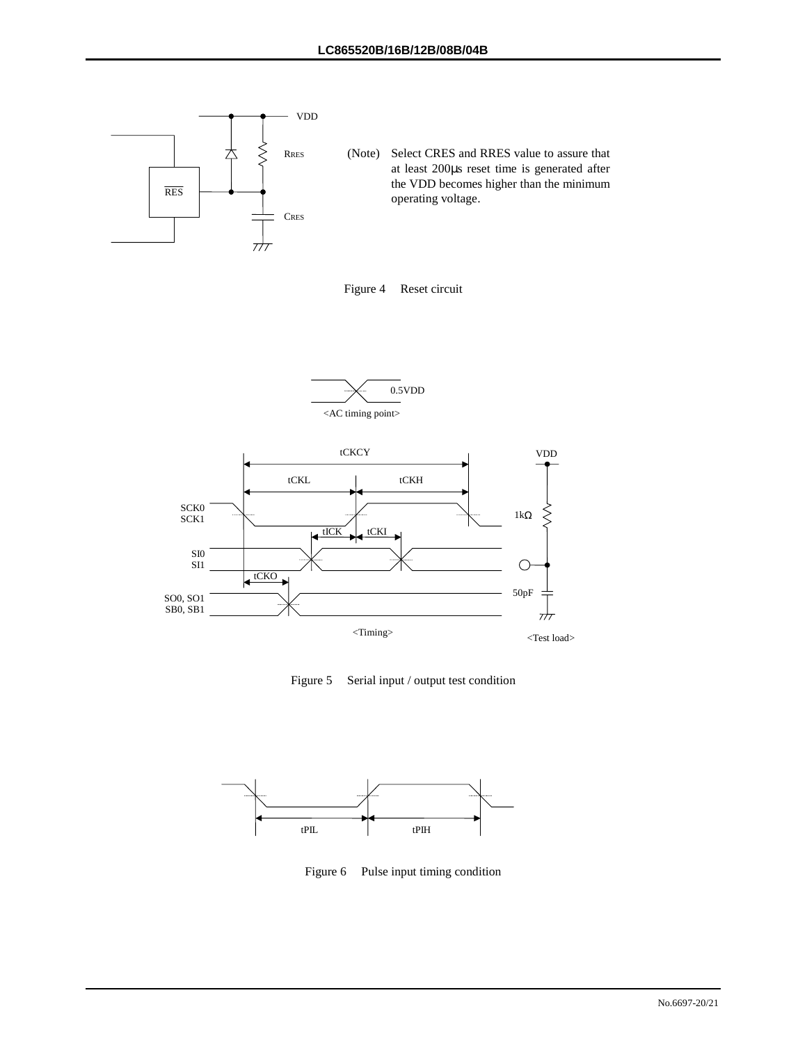(Note) Select CRES and RRES value to assure that at least 200μs reset time is generated after the VDD becomes higher than the minimum operating voltage.

Figure 4 Reset circuit

Figure 5 Serial input / output test condition

Figure 6 Pulse input timing condition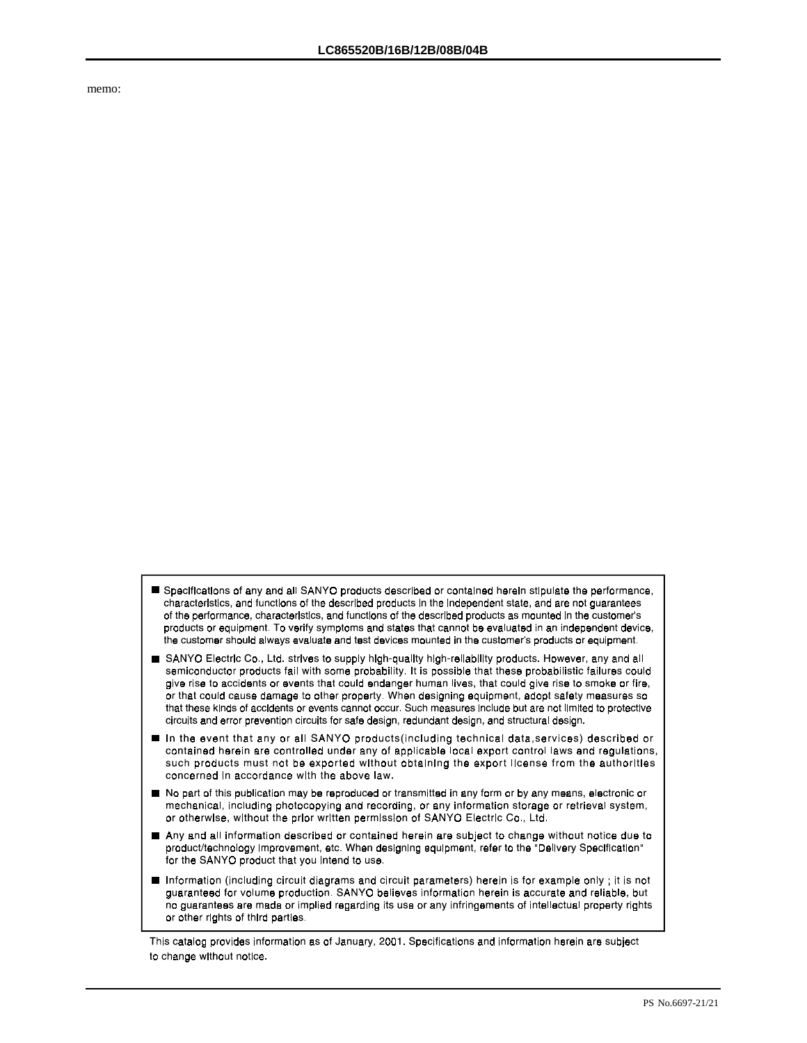memo:

- Specifications of any and all SANYO products described or contained herein stipulate the performance, characteristics, and functions of the described products in the independent state, and are not guarantees of the performance, characteristics, and functions of the described products as mounted in the customer's products or equipment. To verify symptoms and states that cannot be evaluated in an independent device, the customer should always evaluate and test devices mounted in the customer's products or equipment.
- SANYO Electric Co., Ltd. strives to supply high-quality high-reliability products. However, any and all semiconductor products fail with some probability. It is possible that these probabilistic failures could give rise to accidents or events that could endanger human lives, that could give rise to smoke or fire, or that could cause damage to other property. When designing equipment, adopt safety measures so that these kinds of accidents or events cannot occur. Such measures include but are not limited to protective circuits and error prevention circuits for safe design, redundant design, and structural design.
- In the event that any or all SANYO products(including technical data,services) described or contained herein are controlled under any of applicable local export control laws and regulations, such products must not be exported without obtaining the export license from the authorities concerned in accordance with the above law.
- No part of this publication may be reproduced or transmitted in any form or by any means, electronic or mechanical, including photocopying and recording, or any information storage or retrieval system, or otherwise, without the prior written permission of SANYO Electric Co., Ltd.
- Any and all information described or contained herein are subject to change without notice due to product/technology improvement, etc. When designing equipment, refer to the "Delivery Specification" for the SANYO product that you intend to use.
- Information (including circuit diagrams and circuit parameters) herein is for example only ; it is not guaranteed for volume production. SANYO believes information herein is accurate and reliable, but no guarantees are made or implied regarding its use or any infringements of intellectual property rights or other rights of third parties.

This catalog provides information as of January, 2001. Specifications and information herein are subject to change without notice.